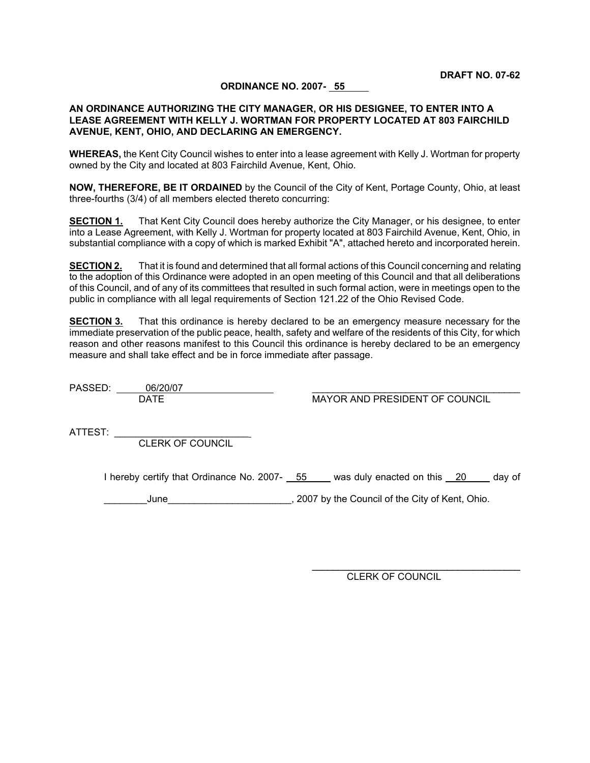**DRAFT NO. 07-62**

**ORDINANCE NO. 2007- 55**

**AN ORDINANCE AUTHORIZING THE CITY MANAGER, OR HIS DESIGNEE, TO ENTER INTO A LEASE AGREEMENT WITH KELLY J. WORTMAN FOR PROPERTY LOCATED AT 803 FAIRCHILD AVENUE, KENT, OHIO, AND DECLARING AN EMERGENCY.**

**WHEREAS,** the Kent City Council wishes to enter into a lease agreement with Kelly J. Wortman for property owned by the City and located at 803 Fairchild Avenue, Kent, Ohio.

**NOW, THEREFORE, BE IT ORDAINED** by the Council of the City of Kent, Portage County, Ohio, at least three-fourths (3/4) of all members elected thereto concurring:

**SECTION 1.** That Kent City Council does hereby authorize the City Manager, or his designee, to enter into a Lease Agreement, with Kelly J. Wortman for property located at 803 Fairchild Avenue, Kent, Ohio, in substantial compliance with a copy of which is marked Exhibit "A", attached hereto and incorporated herein.

**SECTION 2.** That it is found and determined that all formal actions of this Council concerning and relating to the adoption of this Ordinance were adopted in an open meeting of this Council and that all deliberations of this Council, and of any of its committees that resulted in such formal action, were in meetings open to the public in compliance with all legal requirements of Section 121.22 of the Ohio Revised Code.

**SECTION 3.** That this ordinance is hereby declared to be an emergency measure necessary for the immediate preservation of the public peace, health, safety and welfare of the residents of this City, for which reason and other reasons manifest to this Council this ordinance is hereby declared to be an emergency measure and shall take effect and be in force immediate after passage.

PASSED: 06/20/07
DATE

\_\_\_\_\_\_\_\_\_\_\_\_\_\_\_\_\_\_\_\_\_\_\_\_\_\_\_\_\_\_\_\_\_\_\_\_\_\_\_\_
MAYOR AND PRESIDENT OF COUNCIL

ATTEST: \_\_\_\_\_\_\_\_\_\_\_\_\_\_\_\_\_\_\_\_\_\_\_\_\_\_
CLERK OF COUNCIL

I hereby certify that Ordinance No. 2007- 55 was duly enacted on this 20 day of June, 2007 by the Council of the City of Kent, Ohio.

\_\_\_\_\_\_\_\_\_\_\_\_\_\_\_\_\_\_\_\_\_\_\_\_\_\_\_\_\_\_\_\_\_\_\_\_\_\_\_\_
CLERK OF COUNCIL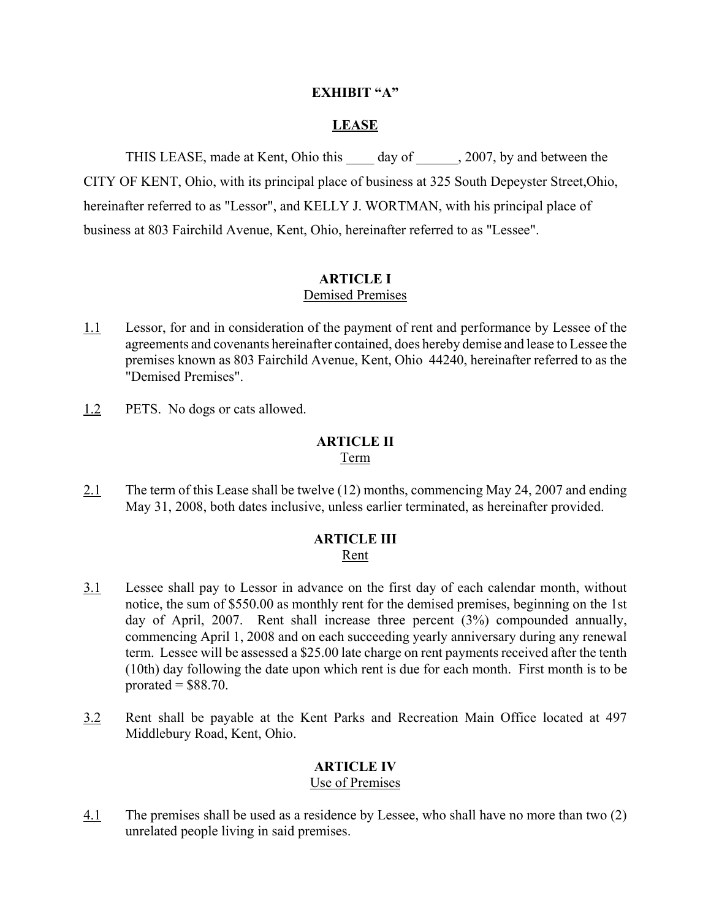**EXHIBIT "A"**

**LEASE**

THIS LEASE, made at Kent, Ohio this ____ day of ______, 2007, by and between the CITY OF KENT, Ohio, with its principal place of business at 325 South Depeyster Street,Ohio, hereinafter referred to as "Lessor", and KELLY J. WORTMAN, with his principal place of business at 803 Fairchild Avenue, Kent, Ohio, hereinafter referred to as "Lessee".

**ARTICLE I**
Demised Premises

1.1 Lessor, for and in consideration of the payment of rent and performance by Lessee of the agreements and covenants hereinafter contained, does hereby demise and lease to Lessee the premises known as 803 Fairchild Avenue, Kent, Ohio 44240, hereinafter referred to as the "Demised Premises".

1.2 PETS. No dogs or cats allowed.

**ARTICLE II**
Term

2.1 The term of this Lease shall be twelve (12) months, commencing May 24, 2007 and ending May 31, 2008, both dates inclusive, unless earlier terminated, as hereinafter provided.

**ARTICLE III**
Rent

3.1 Lessee shall pay to Lessor in advance on the first day of each calendar month, without notice, the sum of $550.00 as monthly rent for the demised premises, beginning on the 1st day of April, 2007. Rent shall increase three percent (3%) compounded annually, commencing April 1, 2008 and on each succeeding yearly anniversary during any renewal term. Lessee will be assessed a $25.00 late charge on rent payments received after the tenth (10th) day following the date upon which rent is due for each month. First month is to be prorated = $88.70.

3.2 Rent shall be payable at the Kent Parks and Recreation Main Office located at 497 Middlebury Road, Kent, Ohio.

**ARTICLE IV**
Use of Premises

4.1 The premises shall be used as a residence by Lessee, who shall have no more than two (2) unrelated people living in said premises.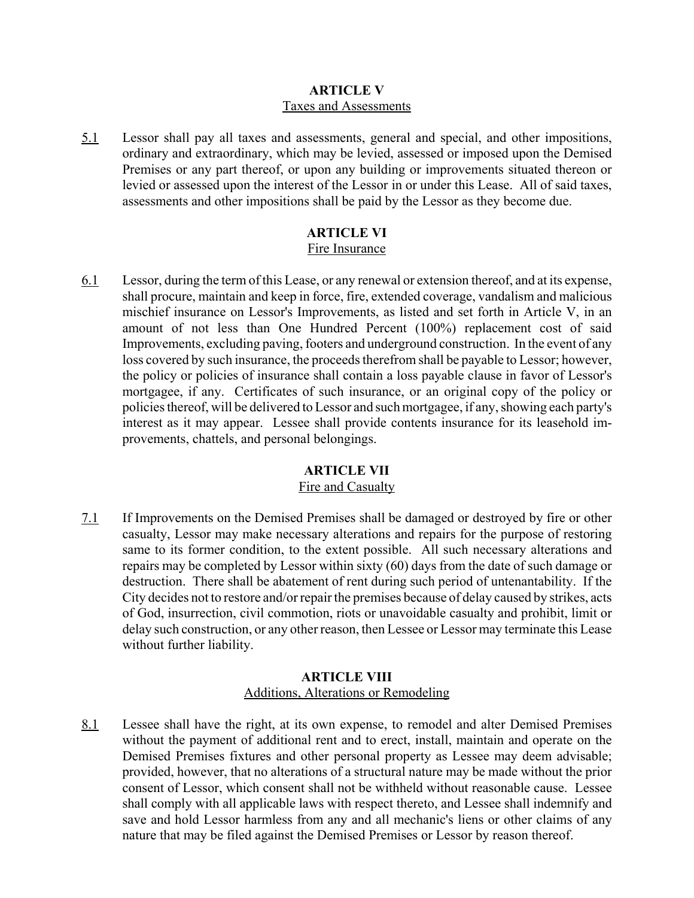## ARTICLE V
Taxes and Assessments

5.1 Lessor shall pay all taxes and assessments, general and special, and other impositions, ordinary and extraordinary, which may be levied, assessed or imposed upon the Demised Premises or any part thereof, or upon any building or improvements situated thereon or levied or assessed upon the interest of the Lessor in or under this Lease. All of said taxes, assessments and other impositions shall be paid by the Lessor as they become due.

## ARTICLE VI
Fire Insurance

6.1 Lessor, during the term of this Lease, or any renewal or extension thereof, and at its expense, shall procure, maintain and keep in force, fire, extended coverage, vandalism and malicious mischief insurance on Lessor's Improvements, as listed and set forth in Article V, in an amount of not less than One Hundred Percent (100%) replacement cost of said Improvements, excluding paving, footers and underground construction. In the event of any loss covered by such insurance, the proceeds therefrom shall be payable to Lessor; however, the policy or policies of insurance shall contain a loss payable clause in favor of Lessor's mortgagee, if any. Certificates of such insurance, or an original copy of the policy or policies thereof, will be delivered to Lessor and such mortgagee, if any, showing each party's interest as it may appear. Lessee shall provide contents insurance for its leasehold improvements, chattels, and personal belongings.

## ARTICLE VII
Fire and Casualty

7.1 If Improvements on the Demised Premises shall be damaged or destroyed by fire or other casualty, Lessor may make necessary alterations and repairs for the purpose of restoring same to its former condition, to the extent possible. All such necessary alterations and repairs may be completed by Lessor within sixty (60) days from the date of such damage or destruction. There shall be abatement of rent during such period of untenantability. If the City decides not to restore and/or repair the premises because of delay caused by strikes, acts of God, insurrection, civil commotion, riots or unavoidable casualty and prohibit, limit or delay such construction, or any other reason, then Lessee or Lessor may terminate this Lease without further liability.

## ARTICLE VIII
Additions, Alterations or Remodeling

8.1 Lessee shall have the right, at its own expense, to remodel and alter Demised Premises without the payment of additional rent and to erect, install, maintain and operate on the Demised Premises fixtures and other personal property as Lessee may deem advisable; provided, however, that no alterations of a structural nature may be made without the prior consent of Lessor, which consent shall not be withheld without reasonable cause. Lessee shall comply with all applicable laws with respect thereto, and Lessee shall indemnify and save and hold Lessor harmless from any and all mechanic's liens or other claims of any nature that may be filed against the Demised Premises or Lessor by reason thereof.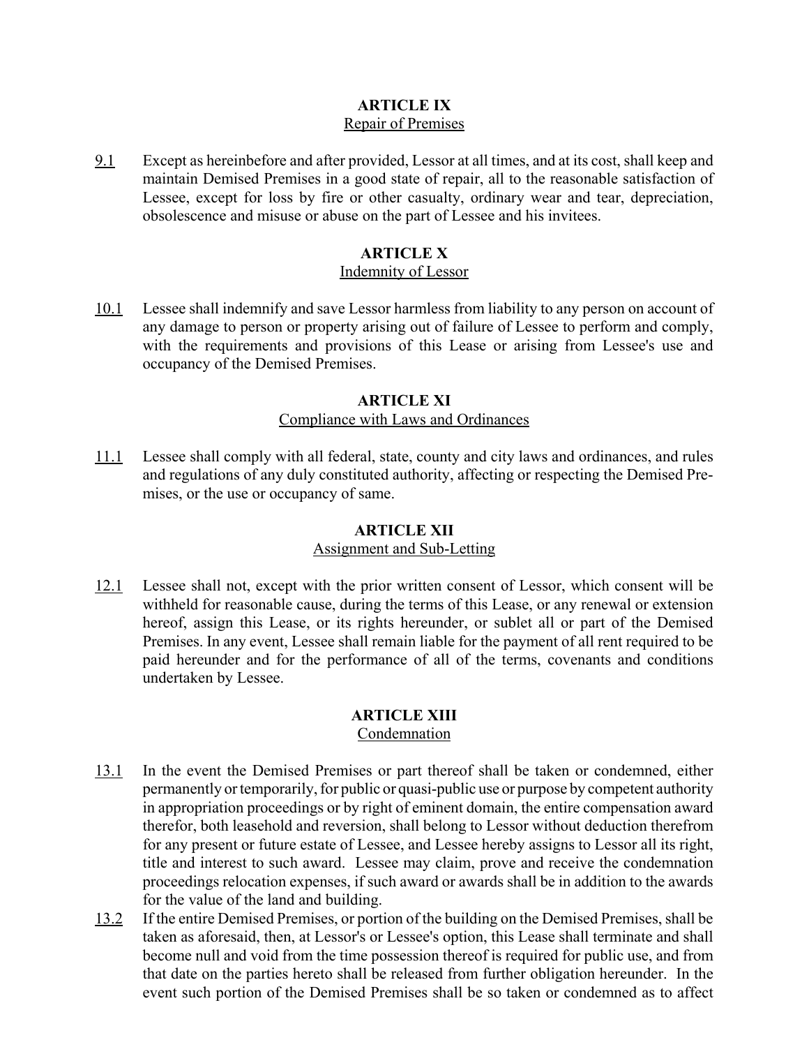## ARTICLE IX
Repair of Premises

9.1 Except as hereinbefore and after provided, Lessor at all times, and at its cost, shall keep and maintain Demised Premises in a good state of repair, all to the reasonable satisfaction of Lessee, except for loss by fire or other casualty, ordinary wear and tear, depreciation, obsolescence and misuse or abuse on the part of Lessee and his invitees.

## ARTICLE X
Indemnity of Lessor

10.1 Lessee shall indemnify and save Lessor harmless from liability to any person on account of any damage to person or property arising out of failure of Lessee to perform and comply, with the requirements and provisions of this Lease or arising from Lessee's use and occupancy of the Demised Premises.

## ARTICLE XI
Compliance with Laws and Ordinances

11.1 Lessee shall comply with all federal, state, county and city laws and ordinances, and rules and regulations of any duly constituted authority, affecting or respecting the Demised Premises, or the use or occupancy of same.

## ARTICLE XII
Assignment and Sub-Letting

12.1 Lessee shall not, except with the prior written consent of Lessor, which consent will be withheld for reasonable cause, during the terms of this Lease, or any renewal or extension hereof, assign this Lease, or its rights hereunder, or sublet all or part of the Demised Premises. In any event, Lessee shall remain liable for the payment of all rent required to be paid hereunder and for the performance of all of the terms, covenants and conditions undertaken by Lessee.

## ARTICLE XIII
Condemnation

13.1 In the event the Demised Premises or part thereof shall be taken or condemned, either permanently or temporarily, for public or quasi-public use or purpose by competent authority in appropriation proceedings or by right of eminent domain, the entire compensation award therefor, both leasehold and reversion, shall belong to Lessor without deduction therefrom for any present or future estate of Lessee, and Lessee hereby assigns to Lessor all its right, title and interest to such award. Lessee may claim, prove and receive the condemnation proceedings relocation expenses, if such award or awards shall be in addition to the awards for the value of the land and building.

13.2 If the entire Demised Premises, or portion of the building on the Demised Premises, shall be taken as aforesaid, then, at Lessor's or Lessee's option, this Lease shall terminate and shall become null and void from the time possession thereof is required for public use, and from that date on the parties hereto shall be released from further obligation hereunder. In the event such portion of the Demised Premises shall be so taken or condemned as to affect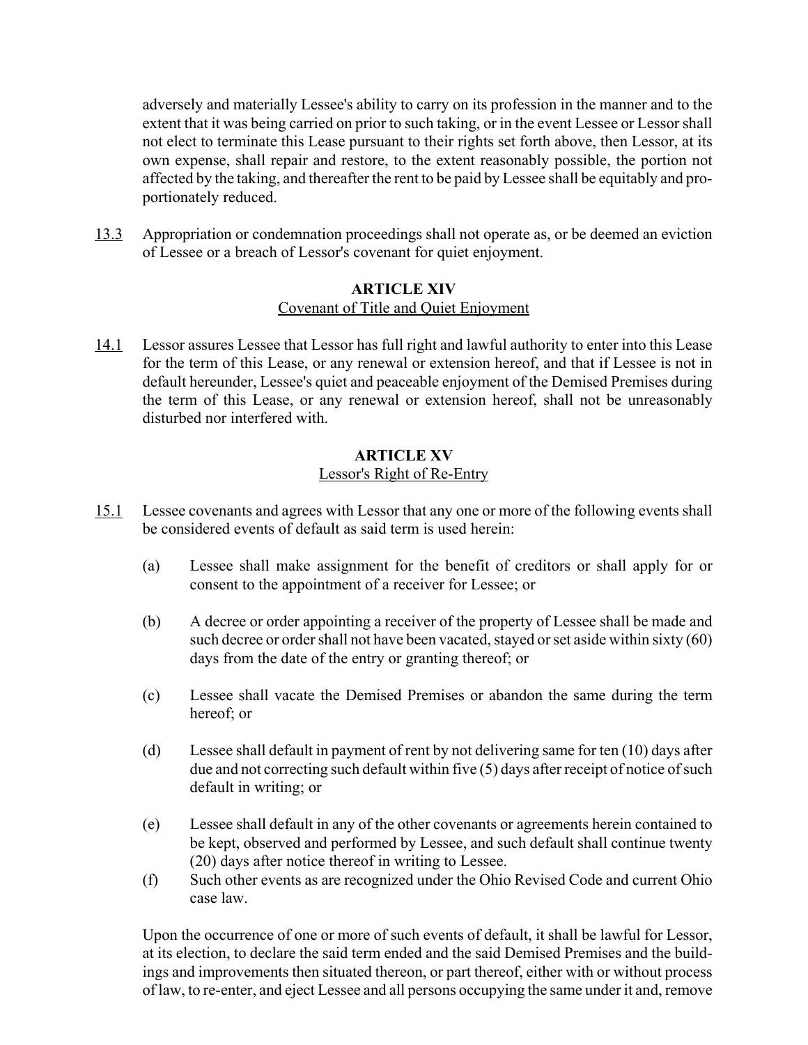adversely and materially Lessee's ability to carry on its profession in the manner and to the extent that it was being carried on prior to such taking, or in the event Lessee or Lessor shall not elect to terminate this Lease pursuant to their rights set forth above, then Lessor, at its own expense, shall repair and restore, to the extent reasonably possible, the portion not affected by the taking, and thereafter the rent to be paid by Lessee shall be equitably and proportionately reduced.

13.3 Appropriation or condemnation proceedings shall not operate as, or be deemed an eviction of Lessee or a breach of Lessor's covenant for quiet enjoyment.

## ARTICLE XIV

Covenant of Title and Quiet Enjoyment

14.1 Lessor assures Lessee that Lessor has full right and lawful authority to enter into this Lease for the term of this Lease, or any renewal or extension hereof, and that if Lessee is not in default hereunder, Lessee's quiet and peaceable enjoyment of the Demised Premises during the term of this Lease, or any renewal or extension hereof, shall not be unreasonably disturbed nor interfered with.

## ARTICLE XV

Lessor's Right of Re-Entry

15.1 Lessee covenants and agrees with Lessor that any one or more of the following events shall be considered events of default as said term is used herein:

(a) Lessee shall make assignment for the benefit of creditors or shall apply for or consent to the appointment of a receiver for Lessee; or

(b) A decree or order appointing a receiver of the property of Lessee shall be made and such decree or order shall not have been vacated, stayed or set aside within sixty (60) days from the date of the entry or granting thereof; or

(c) Lessee shall vacate the Demised Premises or abandon the same during the term hereof; or

(d) Lessee shall default in payment of rent by not delivering same for ten (10) days after due and not correcting such default within five (5) days after receipt of notice of such default in writing; or

(e) Lessee shall default in any of the other covenants or agreements herein contained to be kept, observed and performed by Lessee, and such default shall continue twenty (20) days after notice thereof in writing to Lessee.

(f) Such other events as are recognized under the Ohio Revised Code and current Ohio case law.

Upon the occurrence of one or more of such events of default, it shall be lawful for Lessor, at its election, to declare the said term ended and the said Demised Premises and the buildings and improvements then situated thereon, or part thereof, either with or without process of law, to re-enter, and eject Lessee and all persons occupying the same under it and, remove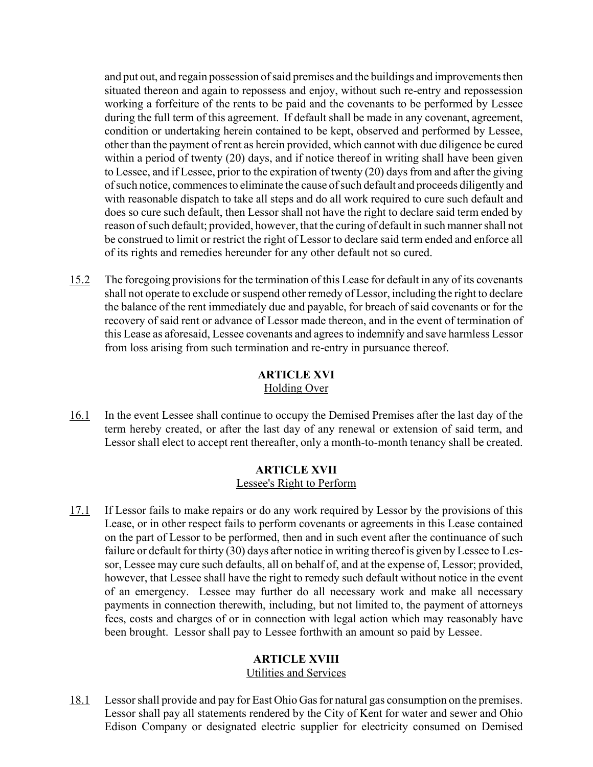and put out, and regain possession of said premises and the buildings and improvements then situated thereon and again to repossess and enjoy, without such re-entry and repossession working a forfeiture of the rents to be paid and the covenants to be performed by Lessee during the full term of this agreement. If default shall be made in any covenant, agreement, condition or undertaking herein contained to be kept, observed and performed by Lessee, other than the payment of rent as herein provided, which cannot with due diligence be cured within a period of twenty (20) days, and if notice thereof in writing shall have been given to Lessee, and if Lessee, prior to the expiration of twenty (20) days from and after the giving of such notice, commences to eliminate the cause of such default and proceeds diligently and with reasonable dispatch to take all steps and do all work required to cure such default and does so cure such default, then Lessor shall not have the right to declare said term ended by reason of such default; provided, however, that the curing of default in such manner shall not be construed to limit or restrict the right of Lessor to declare said term ended and enforce all of its rights and remedies hereunder for any other default not so cured.

15.2 The foregoing provisions for the termination of this Lease for default in any of its covenants shall not operate to exclude or suspend other remedy of Lessor, including the right to declare the balance of the rent immediately due and payable, for breach of said covenants or for the recovery of said rent or advance of Lessor made thereon, and in the event of termination of this Lease as aforesaid, Lessee covenants and agrees to indemnify and save harmless Lessor from loss arising from such termination and re-entry in pursuance thereof.

## ARTICLE XVI
Holding Over

16.1 In the event Lessee shall continue to occupy the Demised Premises after the last day of the term hereby created, or after the last day of any renewal or extension of said term, and Lessor shall elect to accept rent thereafter, only a month-to-month tenancy shall be created.

## ARTICLE XVII
Lessee's Right to Perform

17.1 If Lessor fails to make repairs or do any work required by Lessor by the provisions of this Lease, or in other respect fails to perform covenants or agreements in this Lease contained on the part of Lessor to be performed, then and in such event after the continuance of such failure or default for thirty (30) days after notice in writing thereof is given by Lessee to Lessor, Lessee may cure such defaults, all on behalf of, and at the expense of, Lessor; provided, however, that Lessee shall have the right to remedy such default without notice in the event of an emergency. Lessee may further do all necessary work and make all necessary payments in connection therewith, including, but not limited to, the payment of attorneys fees, costs and charges of or in connection with legal action which may reasonably have been brought. Lessor shall pay to Lessee forthwith an amount so paid by Lessee.

## ARTICLE XVIII
Utilities and Services

18.1 Lessor shall provide and pay for East Ohio Gas for natural gas consumption on the premises. Lessor shall pay all statements rendered by the City of Kent for water and sewer and Ohio Edison Company or designated electric supplier for electricity consumed on Demised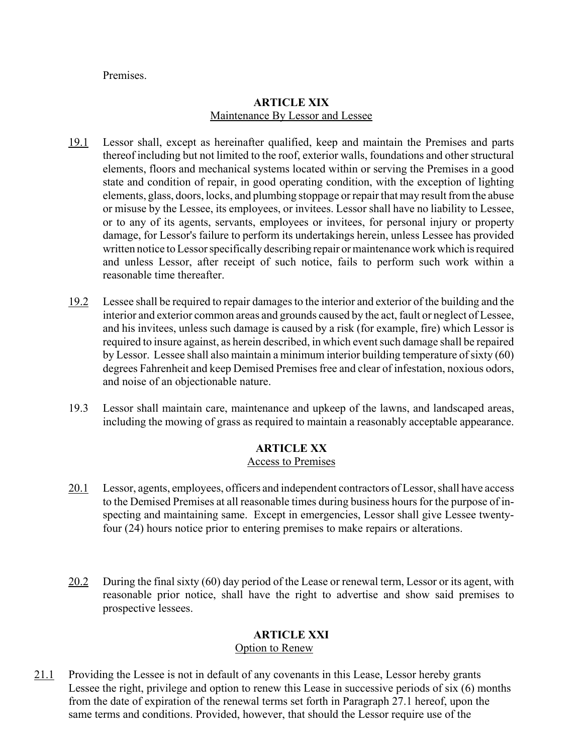Premises.

## ARTICLE XIX
Maintenance By Lessor and Lessee

19.1 Lessor shall, except as hereinafter qualified, keep and maintain the Premises and parts thereof including but not limited to the roof, exterior walls, foundations and other structural elements, floors and mechanical systems located within or serving the Premises in a good state and condition of repair, in good operating condition, with the exception of lighting elements, glass, doors, locks, and plumbing stoppage or repair that may result from the abuse or misuse by the Lessee, its employees, or invitees. Lessor shall have no liability to Lessee, or to any of its agents, servants, employees or invitees, for personal injury or property damage, for Lessor's failure to perform its undertakings herein, unless Lessee has provided written notice to Lessor specifically describing repair or maintenance work which is required and unless Lessor, after receipt of such notice, fails to perform such work within a reasonable time thereafter.

19.2 Lessee shall be required to repair damages to the interior and exterior of the building and the interior and exterior common areas and grounds caused by the act, fault or neglect of Lessee, and his invitees, unless such damage is caused by a risk (for example, fire) which Lessor is required to insure against, as herein described, in which event such damage shall be repaired by Lessor. Lessee shall also maintain a minimum interior building temperature of sixty (60) degrees Fahrenheit and keep Demised Premises free and clear of infestation, noxious odors, and noise of an objectionable nature.

19.3 Lessor shall maintain care, maintenance and upkeep of the lawns, and landscaped areas, including the mowing of grass as required to maintain a reasonably acceptable appearance.

## ARTICLE XX
Access to Premises

20.1 Lessor, agents, employees, officers and independent contractors of Lessor, shall have access to the Demised Premises at all reasonable times during business hours for the purpose of inspecting and maintaining same. Except in emergencies, Lessor shall give Lessee twenty-four (24) hours notice prior to entering premises to make repairs or alterations.

20.2 During the final sixty (60) day period of the Lease or renewal term, Lessor or its agent, with reasonable prior notice, shall have the right to advertise and show said premises to prospective lessees.

## ARTICLE XXI
Option to Renew

21.1 Providing the Lessee is not in default of any covenants in this Lease, Lessor hereby grants Lessee the right, privilege and option to renew this Lease in successive periods of six (6) months from the date of expiration of the renewal terms set forth in Paragraph 27.1 hereof, upon the same terms and conditions. Provided, however, that should the Lessor require use of the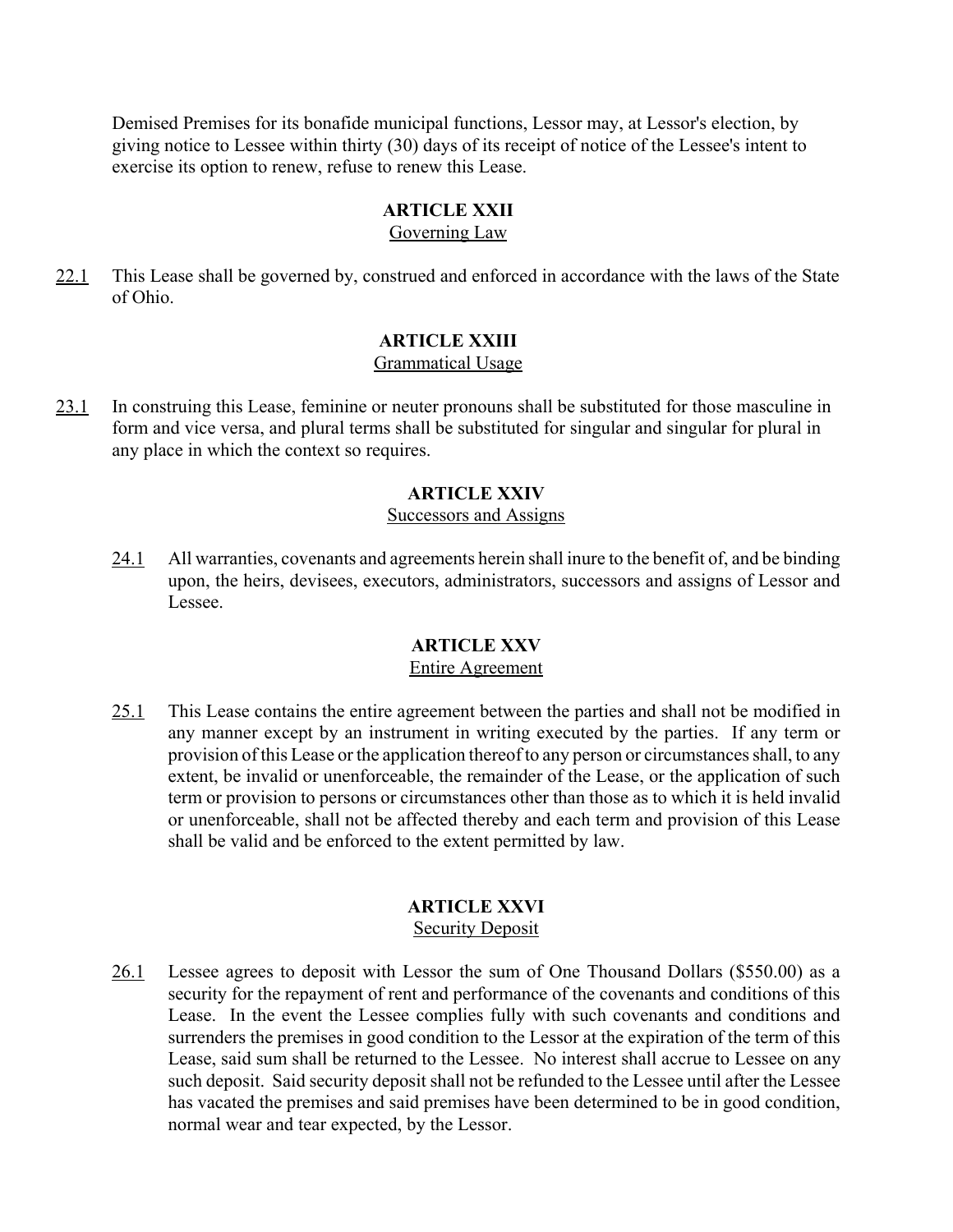Demised Premises for its bonafide municipal functions, Lessor may, at Lessor's election, by giving notice to Lessee within thirty (30) days of its receipt of notice of the Lessee's intent to exercise its option to renew, refuse to renew this Lease.

## ARTICLE XXII
Governing Law

22.1 This Lease shall be governed by, construed and enforced in accordance with the laws of the State of Ohio.

## ARTICLE XXIII
Grammatical Usage

23.1 In construing this Lease, feminine or neuter pronouns shall be substituted for those masculine in form and vice versa, and plural terms shall be substituted for singular and singular for plural in any place in which the context so requires.

## ARTICLE XXIV
Successors and Assigns

24.1 All warranties, covenants and agreements herein shall inure to the benefit of, and be binding upon, the heirs, devisees, executors, administrators, successors and assigns of Lessor and Lessee.

## ARTICLE XXV
Entire Agreement

25.1 This Lease contains the entire agreement between the parties and shall not be modified in any manner except by an instrument in writing executed by the parties. If any term or provision of this Lease or the application thereof to any person or circumstances shall, to any extent, be invalid or unenforceable, the remainder of the Lease, or the application of such term or provision to persons or circumstances other than those as to which it is held invalid or unenforceable, shall not be affected thereby and each term and provision of this Lease shall be valid and be enforced to the extent permitted by law.

## ARTICLE XXVI
Security Deposit

26.1 Lessee agrees to deposit with Lessor the sum of One Thousand Dollars ($550.00) as a security for the repayment of rent and performance of the covenants and conditions of this Lease. In the event the Lessee complies fully with such covenants and conditions and surrenders the premises in good condition to the Lessor at the expiration of the term of this Lease, said sum shall be returned to the Lessee. No interest shall accrue to Lessee on any such deposit. Said security deposit shall not be refunded to the Lessee until after the Lessee has vacated the premises and said premises have been determined to be in good condition, normal wear and tear expected, by the Lessor.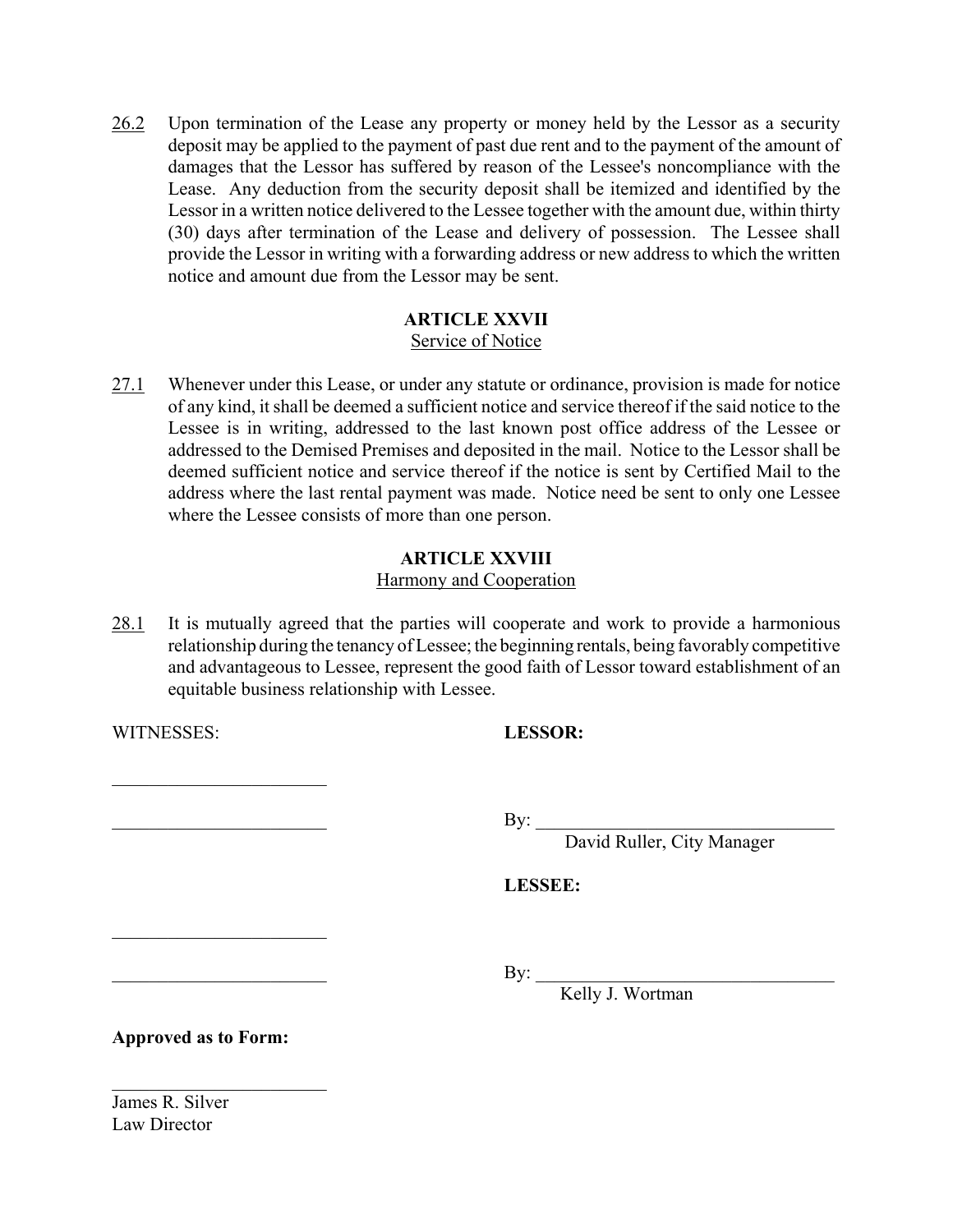26.2 Upon termination of the Lease any property or money held by the Lessor as a security deposit may be applied to the payment of past due rent and to the payment of the amount of damages that the Lessor has suffered by reason of the Lessee's noncompliance with the Lease. Any deduction from the security deposit shall be itemized and identified by the Lessor in a written notice delivered to the Lessee together with the amount due, within thirty (30) days after termination of the Lease and delivery of possession. The Lessee shall provide the Lessor in writing with a forwarding address or new address to which the written notice and amount due from the Lessor may be sent.

**ARTICLE XXVII**
Service of Notice

27.1 Whenever under this Lease, or under any statute or ordinance, provision is made for notice of any kind, it shall be deemed a sufficient notice and service thereof if the said notice to the Lessee is in writing, addressed to the last known post office address of the Lessee or addressed to the Demised Premises and deposited in the mail. Notice to the Lessor shall be deemed sufficient notice and service thereof if the notice is sent by Certified Mail to the address where the last rental payment was made. Notice need be sent to only one Lessee where the Lessee consists of more than one person.

**ARTICLE XXVIII**
Harmony and Cooperation

28.1 It is mutually agreed that the parties will cooperate and work to provide a harmonious relationship during the tenancy of Lessee; the beginning rentals, being favorably competitive and advantageous to Lessee, represent the good faith of Lessor toward establishment of an equitable business relationship with Lessee.

WITNESSES: **LESSOR:**

\_\_\_\_\_\_\_\_\_\_\_\_\_\_\_\_\_\_\_\_\_\_\_\_

\_\_\_\_\_\_\_\_\_\_\_\_\_\_\_\_\_\_\_\_\_\_\_\_ By: \_\_\_\_\_\_\_\_\_\_\_\_\_\_\_\_\_\_\_\_\_\_\_\_\_\_\_\_\_\_\_\_
David Ruller, City Manager

**LESSEE:**

\_\_\_\_\_\_\_\_\_\_\_\_\_\_\_\_\_\_\_\_\_\_\_\_

\_\_\_\_\_\_\_\_\_\_\_\_\_\_\_\_\_\_\_\_\_\_\_\_ By: \_\_\_\_\_\_\_\_\_\_\_\_\_\_\_\_\_\_\_\_\_\_\_\_\_\_\_\_\_\_\_\_
Kelly J. Wortman

**Approved as to Form:**

\_\_\_\_\_\_\_\_\_\_\_\_\_\_\_\_\_\_\_\_\_\_\_\_
James R. Silver
Law Director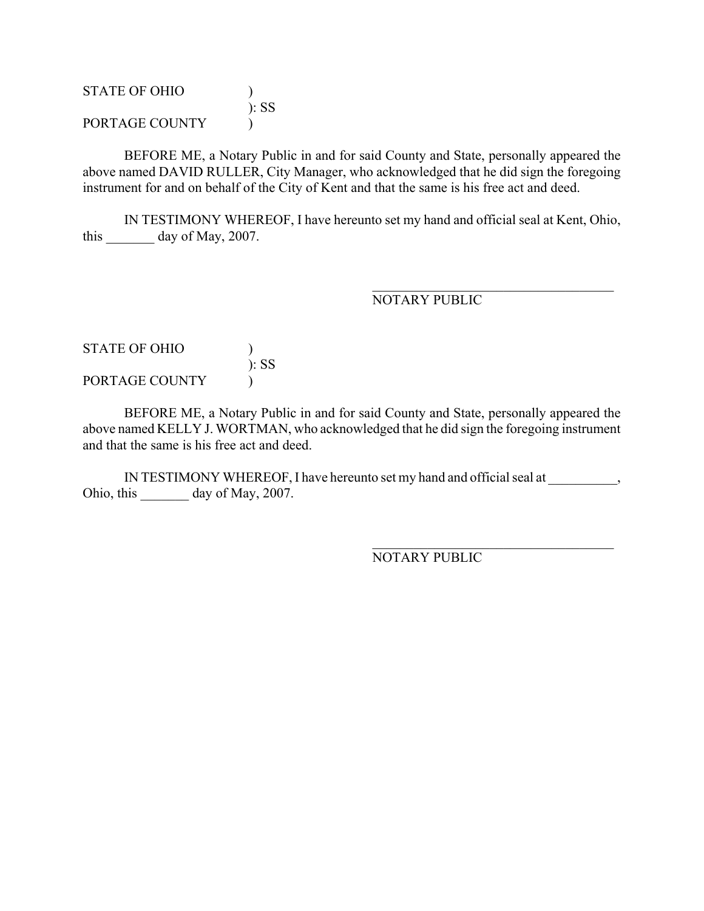STATE OF OHIO )
): SS
PORTAGE COUNTY )

BEFORE ME, a Notary Public in and for said County and State, personally appeared the above named DAVID RULLER, City Manager, who acknowledged that he did sign the foregoing instrument for and on behalf of the City of Kent and that the same is his free act and deed.

IN TESTIMONY WHEREOF, I have hereunto set my hand and official seal at Kent, Ohio, this _______ day of May, 2007.

_____________________________________
NOTARY PUBLIC

STATE OF OHIO )
): SS
PORTAGE COUNTY )

BEFORE ME, a Notary Public in and for said County and State, personally appeared the above named KELLY J. WORTMAN, who acknowledged that he did sign the foregoing instrument and that the same is his free act and deed.

IN TESTIMONY WHEREOF, I have hereunto set my hand and official seal at __________, Ohio, this _______ day of May, 2007.

_____________________________________
NOTARY PUBLIC